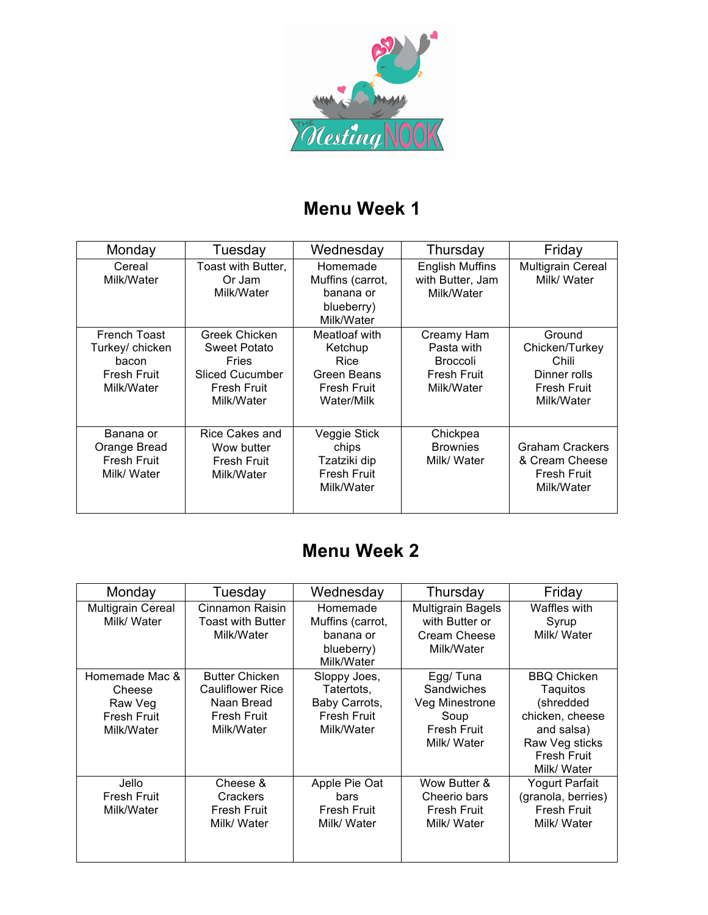THE Nesting NOOK

# Menu Week 1

| Monday | Tuesday | Wednesday | Thursday | Friday |
|---|---|---|---|---|
| Cereal Milk/Water | Toast with Butter, Or Jam Milk/Water | Homemade Muffins (carrot, banana or blueberry) Milk/Water | English Muffins with Butter, Jam Milk/Water | Multigrain Cereal Milk/ Water |
| French Toast Turkey/ chicken bacon Fresh Fruit Milk/Water | Greek Chicken Sweet Potato Fries Sliced Cucumber Fresh Fruit Milk/Water | Meatloaf with Ketchup Rice Green Beans Fresh Fruit Water/Milk | Creamy Ham Pasta with Broccoli Fresh Fruit Milk/Water | Ground Chicken/Turkey Chili Dinner rolls Fresh Fruit Milk/Water |
| Banana or Orange Bread Fresh Fruit Milk/ Water | Rice Cakes and Wow butter Fresh Fruit Milk/Water | Veggie Stick chips Tzatziki dip Fresh Fruit Milk/Water | Chickpea Brownies Milk/ Water | Graham Crackers & Cream Cheese Fresh Fruit Milk/Water |

# Menu Week 2

| Monday | Tuesday | Wednesday | Thursday | Friday |
|---|---|---|---|---|
| Multigrain Cereal Milk/ Water | Cinnamon Raisin Toast with Butter Milk/Water | Homemade Muffins (carrot, banana or blueberry) Milk/Water | Multigrain Bagels with Butter or Cream Cheese Milk/Water | Waffles with Syrup Milk/ Water |
| Homemade Mac & Cheese Raw Veg Fresh Fruit Milk/Water | Butter Chicken Cauliflower Rice Naan Bread Fresh Fruit Milk/Water | Sloppy Joes, Tatertots, Baby Carrots, Fresh Fruit Milk/Water | Egg/ Tuna Sandwiches Veg Minestrone Soup Fresh Fruit Milk/ Water | BBQ Chicken Taquitos (shredded chicken, cheese and salsa) Raw Veg sticks Fresh Fruit Milk/ Water |
| Jello Fresh Fruit Milk/Water | Cheese & Crackers Fresh Fruit Milk/ Water | Apple Pie Oat bars Fresh Fruit Milk/ Water | Wow Butter & Cheerio bars Fresh Fruit Milk/ Water | Yogurt Parfait (granola, berries) Fresh Fruit Milk/ Water |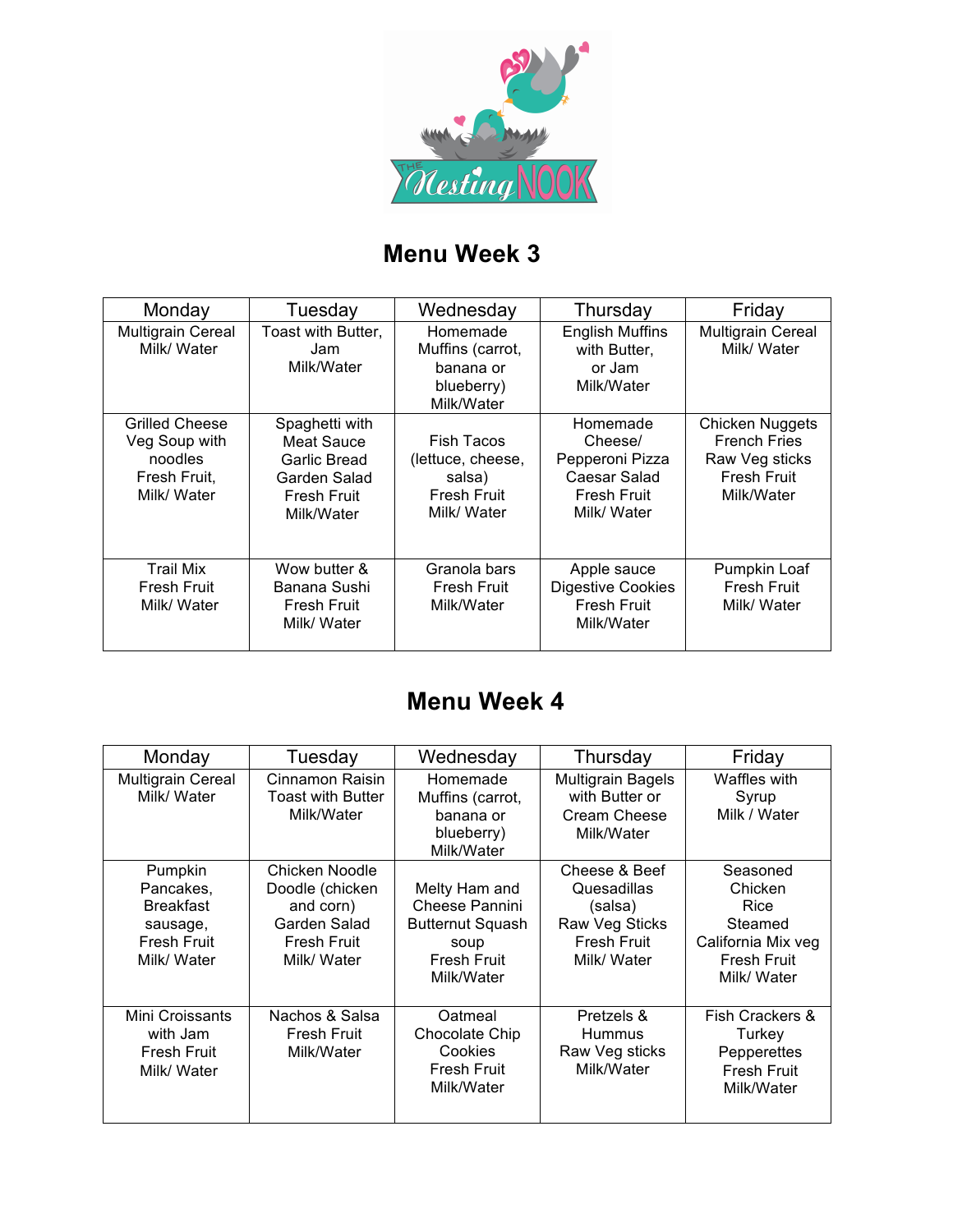THE Nesting NOOK

# Menu Week 3

| Monday | Tuesday | Wednesday | Thursday | Friday |
|---|---|---|---|---|
| Multigrain Cereal<br>Milk/ Water | Toast with Butter,<br>Jam<br>Milk/Water | Homemade<br>Muffins (carrot,<br>banana or<br>blueberry)<br>Milk/Water | English Muffins<br>with Butter,<br>or Jam<br>Milk/Water | Multigrain Cereal<br>Milk/ Water |
| Grilled Cheese<br>Veg Soup with<br>noodles<br>Fresh Fruit,<br>Milk/ Water | Spaghetti with<br>Meat Sauce<br>Garlic Bread<br>Garden Salad<br>Fresh Fruit<br>Milk/Water | Fish Tacos<br>(lettuce, cheese,<br>salsa)<br>Fresh Fruit<br>Milk/ Water | Homemade<br>Cheese/<br>Pepperoni Pizza<br>Caesar Salad<br>Fresh Fruit<br>Milk/ Water | Chicken Nuggets<br>French Fries<br>Raw Veg sticks<br>Fresh Fruit<br>Milk/Water |
| Trail Mix<br>Fresh Fruit<br>Milk/ Water | Wow butter &<br>Banana Sushi<br>Fresh Fruit<br>Milk/ Water | Granola bars<br>Fresh Fruit<br>Milk/Water | Apple sauce<br>Digestive Cookies<br>Fresh Fruit<br>Milk/Water | Pumpkin Loaf<br>Fresh Fruit<br>Milk/ Water |

# Menu Week 4

| Monday | Tuesday | Wednesday | Thursday | Friday |
|---|---|---|---|---|
| Multigrain Cereal<br>Milk/ Water | Cinnamon Raisin<br>Toast with Butter<br>Milk/Water | Homemade<br>Muffins (carrot,<br>banana or<br>blueberry)<br>Milk/Water | Multigrain Bagels<br>with Butter or<br>Cream Cheese<br>Milk/Water | Waffles with<br>Syrup<br>Milk / Water |
| Pumpkin<br>Pancakes,<br>Breakfast<br>sausage,<br>Fresh Fruit<br>Milk/ Water | Chicken Noodle<br>Doodle (chicken<br>and corn)<br>Garden Salad<br>Fresh Fruit<br>Milk/ Water | Melty Ham and<br>Cheese Pannini<br>Butternut Squash<br>soup<br>Fresh Fruit<br>Milk/Water | Cheese & Beef<br>Quesadillas<br>(salsa)<br>Raw Veg Sticks<br>Fresh Fruit<br>Milk/ Water | Seasoned<br>Chicken<br>Rice<br>Steamed<br>California Mix veg<br>Fresh Fruit<br>Milk/ Water |
| Mini Croissants<br>with Jam<br>Fresh Fruit<br>Milk/ Water | Nachos & Salsa<br>Fresh Fruit<br>Milk/Water | Oatmeal<br>Chocolate Chip<br>Cookies<br>Fresh Fruit<br>Milk/Water | Pretzels &<br>Hummus<br>Raw Veg sticks<br>Milk/Water | Fish Crackers &<br>Turkey<br>Pepperettes<br>Fresh Fruit<br>Milk/Water |